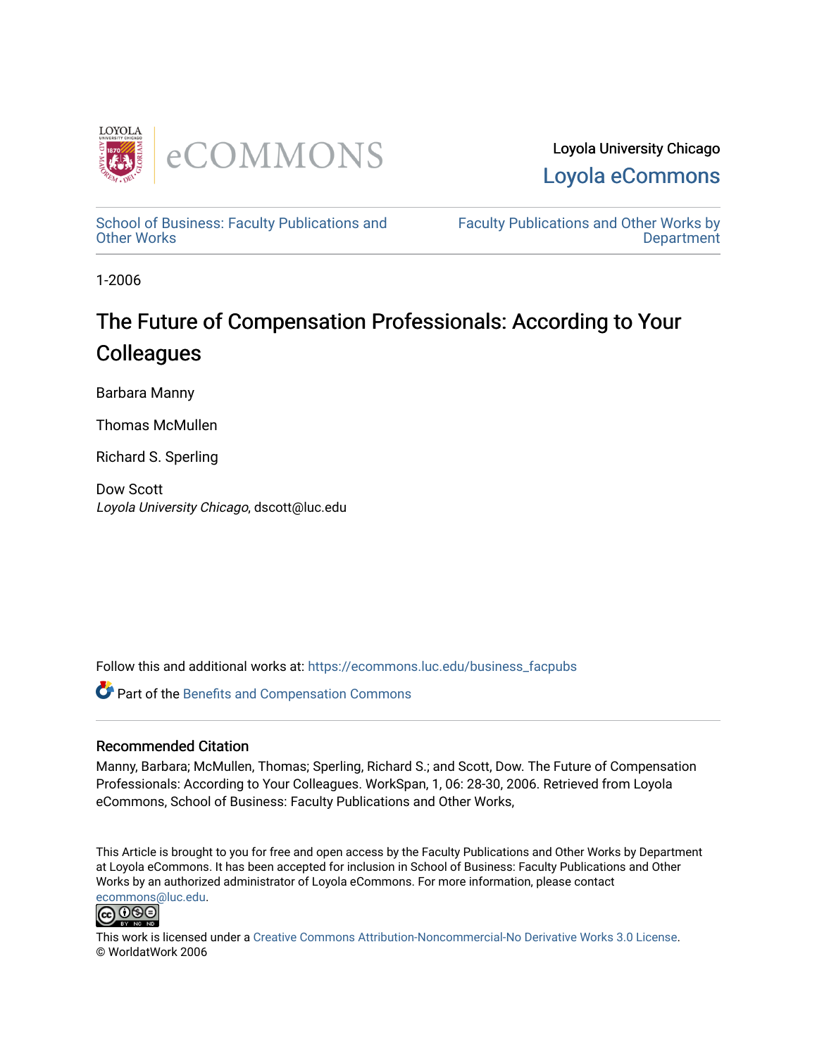Loyola University Chicago

Loyola eCommons

School of Business: Faculty Publications and Other Works

Faculty Publications and Other Works by Department

1-2006

# The Future of Compensation Professionals: According to Your Colleagues

Barbara Manny

Thomas McMullen

Richard S. Sperling

Dow Scott
*Loyola University Chicago*, dscott@luc.edu

Follow this and additional works at: https://ecommons.luc.edu/business_facpubs

Part of the Benefits and Compensation Commons

## Recommended Citation

Manny, Barbara; McMullen, Thomas; Sperling, Richard S.; and Scott, Dow. The Future of Compensation Professionals: According to Your Colleagues. WorkSpan, 1, 06: 28-30, 2006. Retrieved from Loyola eCommons, School of Business: Faculty Publications and Other Works,

This Article is brought to you for free and open access by the Faculty Publications and Other Works by Department at Loyola eCommons. It has been accepted for inclusion in School of Business: Faculty Publications and Other Works by an authorized administrator of Loyola eCommons. For more information, please contact ecommons@luc.edu.

This work is licensed under a Creative Commons Attribution-Noncommercial-No Derivative Works 3.0 License.
© WorldatWork 2006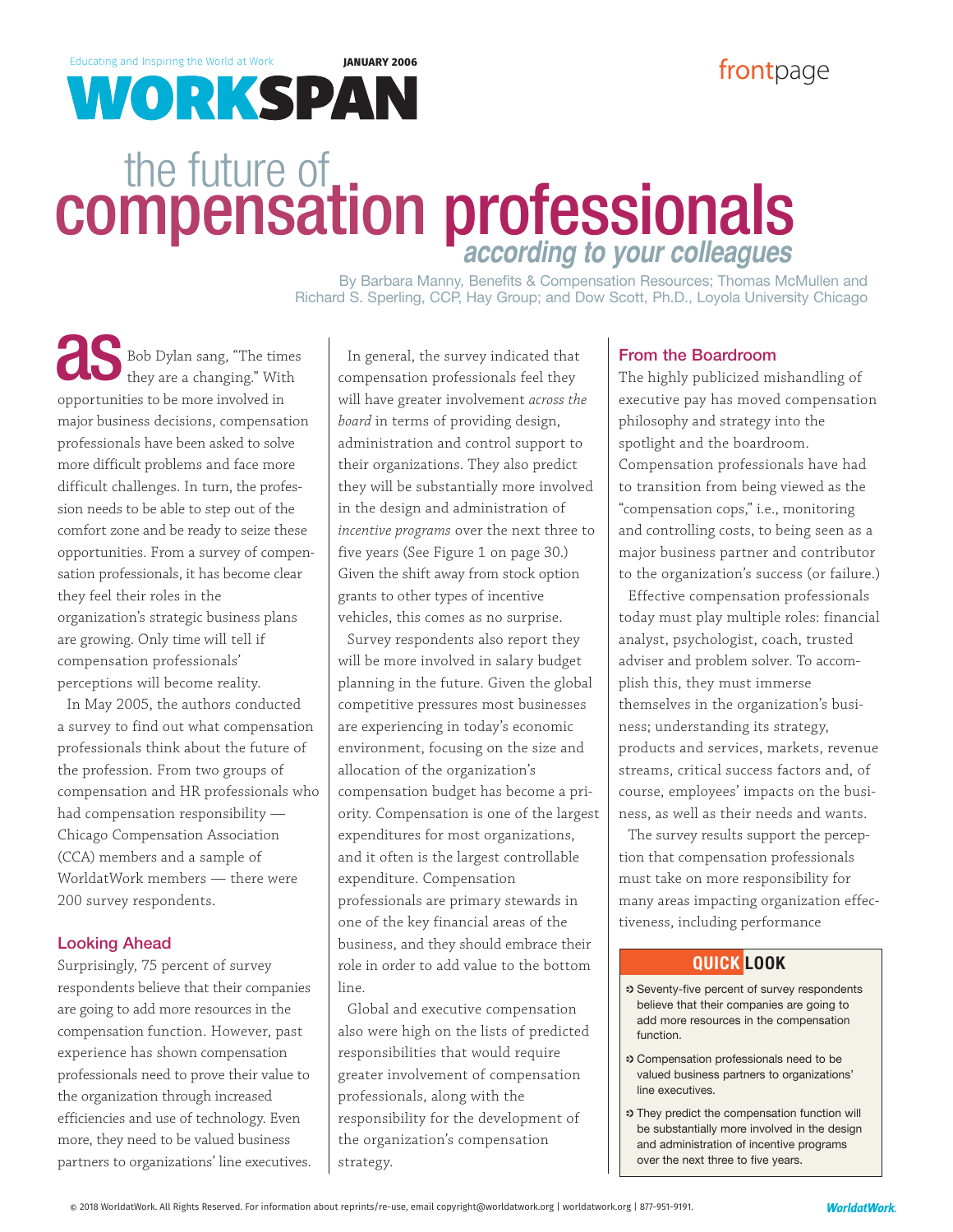# the future of compensation professionals

## *according to your colleagues*

By Barbara Manny, Benefits & Compensation Resources; Thomas McMullen and Richard S. Sperling, CCP, Hay Group; and Dow Scott, Ph.D., Loyola University Chicago

As Bob Dylan sang, "The times they are a changing." With opportunities to be more involved in major business decisions, compensation professionals have been asked to solve more difficult problems and face more difficult challenges. In turn, the profession needs to be able to step out of the comfort zone and be ready to seize these opportunities. From a survey of compensation professionals, it has become clear they feel their roles in the organization's strategic business plans are growing. Only time will tell if compensation professionals' perceptions will become reality.

In May 2005, the authors conducted a survey to find out what compensation professionals think about the future of the profession. From two groups of compensation and HR professionals who had compensation responsibility — Chicago Compensation Association (CCA) members and a sample of WorldatWork members — there were 200 survey respondents.

### Looking Ahead

Surprisingly, 75 percent of survey respondents believe that their companies are going to add more resources in the compensation function. However, past experience has shown compensation professionals need to prove their value to the organization through increased efficiencies and use of technology. Even more, they need to be valued business partners to organizations' line executives.

In general, the survey indicated that compensation professionals feel they will have greater involvement *across the board* in terms of providing design, administration and control support to their organizations. They also predict they will be substantially more involved in the design and administration of *incentive programs* over the next three to five years (See Figure 1 on page 30.) Given the shift away from stock option grants to other types of incentive vehicles, this comes as no surprise.

Survey respondents also report they will be more involved in salary budget planning in the future. Given the global competitive pressures most businesses are experiencing in today's economic environment, focusing on the size and allocation of the organization's compensation budget has become a priority. Compensation is one of the largest expenditures for most organizations, and it often is the largest controllable expenditure. Compensation professionals are primary stewards in one of the key financial areas of the business, and they should embrace their role in order to add value to the bottom line.

Global and executive compensation also were high on the lists of predicted responsibilities that would require greater involvement of compensation professionals, along with the responsibility for the development of the organization's compensation strategy.

### From the Boardroom

The highly publicized mishandling of executive pay has moved compensation philosophy and strategy into the spotlight and the boardroom. Compensation professionals have had to transition from being viewed as the "compensation cops," i.e., monitoring and controlling costs, to being seen as a major business partner and contributor to the organization's success (or failure.)

Effective compensation professionals today must play multiple roles: financial analyst, psychologist, coach, trusted adviser and problem solver. To accomplish this, they must immerse themselves in the organization's business; understanding its strategy, products and services, markets, revenue streams, critical success factors and, of course, employees' impacts on the business, as well as their needs and wants.

The survey results support the perception that compensation professionals must take on more responsibility for many areas impacting organization effectiveness, including performance

**QUICK LOOK**

- Seventy-five percent of survey respondents believe that their companies are going to add more resources in the compensation function.
- Compensation professionals need to be valued business partners to organizations' line executives.
- They predict the compensation function will be substantially more involved in the design and administration of incentive programs over the next three to five years.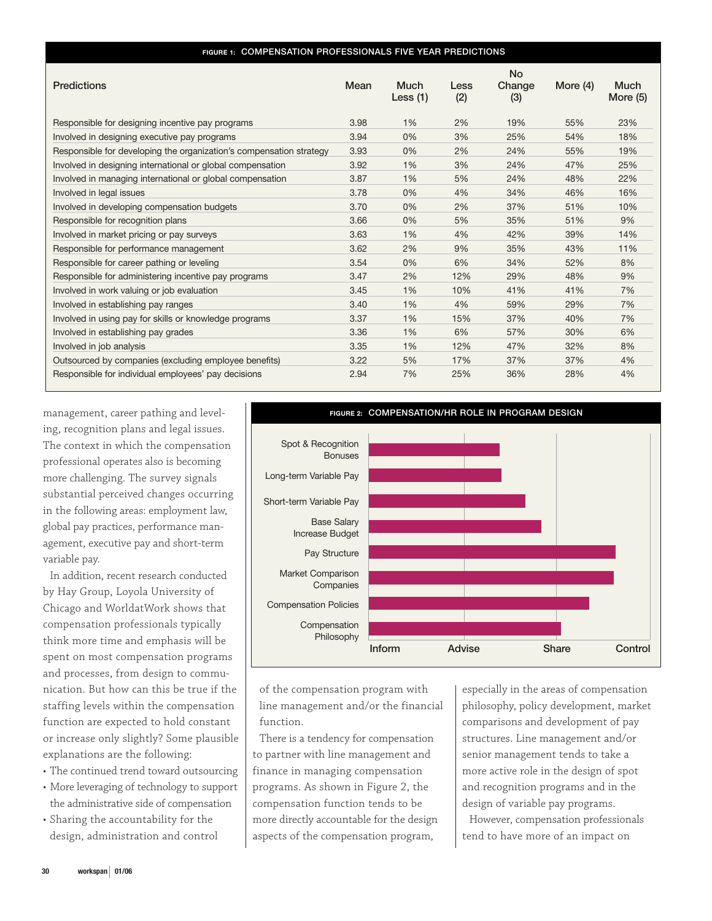**FIGURE 1:** COMPENSATION PROFESSIONALS FIVE YEAR PREDICTIONS

| Predictions | Mean | Much Less (1) | Less (2) | No Change (3) | More (4) | Much More (5) |
|---|---|---|---|---|---|---|
| Responsible for designing incentive pay programs | 3.98 | 1% | 2% | 19% | 55% | 23% |
| Involved in designing executive pay programs | 3.94 | 0% | 3% | 25% | 54% | 18% |
| Responsible for developing the organization's compensation strategy | 3.93 | 0% | 2% | 24% | 55% | 19% |
| Involved in designing international or global compensation | 3.92 | 1% | 3% | 24% | 47% | 25% |
| Involved in managing international or global compensation | 3.87 | 1% | 5% | 24% | 48% | 22% |
| Involved in legal issues | 3.78 | 0% | 4% | 34% | 46% | 16% |
| Involved in developing compensation budgets | 3.70 | 0% | 2% | 37% | 51% | 10% |
| Responsible for recognition plans | 3.66 | 0% | 5% | 35% | 51% | 9% |
| Involved in market pricing or pay surveys | 3.63 | 1% | 4% | 42% | 39% | 14% |
| Responsible for performance management | 3.62 | 2% | 9% | 35% | 43% | 11% |
| Responsible for career pathing or leveling | 3.54 | 0% | 6% | 34% | 52% | 8% |
| Responsible for administering incentive pay programs | 3.47 | 2% | 12% | 29% | 48% | 9% |
| Involved in work valuing or job evaluation | 3.45 | 1% | 10% | 41% | 41% | 7% |
| Involved in establishing pay ranges | 3.40 | 1% | 4% | 59% | 29% | 7% |
| Involved in using pay for skills or knowledge programs | 3.37 | 1% | 15% | 37% | 40% | 7% |
| Involved in establishing pay grades | 3.36 | 1% | 6% | 57% | 30% | 6% |
| Involved in job analysis | 3.35 | 1% | 12% | 47% | 32% | 8% |
| Outsourced by companies (excluding employee benefits) | 3.22 | 5% | 17% | 37% | 37% | 4% |
| Responsible for individual employees' pay decisions | 2.94 | 7% | 25% | 36% | 28% | 4% |

management, career pathing and leveling, recognition plans and legal issues. The context in which the compensation professional operates also is becoming more challenging. The survey signals substantial perceived changes occurring in the following areas: employment law, global pay practices, performance management, executive pay and short-term variable pay.

In addition, recent research conducted by Hay Group, Loyola University of Chicago and WorldatWork shows that compensation professionals typically think more time and emphasis will be spent on most compensation programs and processes, from design to communication. But how can this be true if the staffing levels within the compensation function are expected to hold constant or increase only slightly? Some plausible explanations are the following:

- The continued trend toward outsourcing
- More leveraging of technology to support the administrative side of compensation
- Sharing the accountability for the design, administration and control of the compensation program with line management and/or the financial function.

**FIGURE 2:** COMPENSATION/HR ROLE IN PROGRAM DESIGN

| Program | Role (Inform – Advise – Share – Control) |
|---|---|
| Spot & Recognition Bonuses | Between Advise and Share |
| Long-term Variable Pay | Between Advise and Share |
| Short-term Variable Pay | Between Advise and Share |
| Base Salary Increase Budget | Between Advise and Share |
| Pay Structure | Between Share and Control |
| Market Comparison Companies | Between Share and Control |
| Compensation Policies | Between Share and Control |
| Compensation Philosophy | Near Share |

There is a tendency for compensation to partner with line management and finance in managing compensation programs. As shown in Figure 2, the compensation function tends to be more directly accountable for the design aspects of the compensation program, especially in the areas of compensation philosophy, policy development, market comparisons and development of pay structures. Line management and/or senior management tends to take a more active role in the design of spot and recognition programs and in the design of variable pay programs.

However, compensation professionals tend to have more of an impact on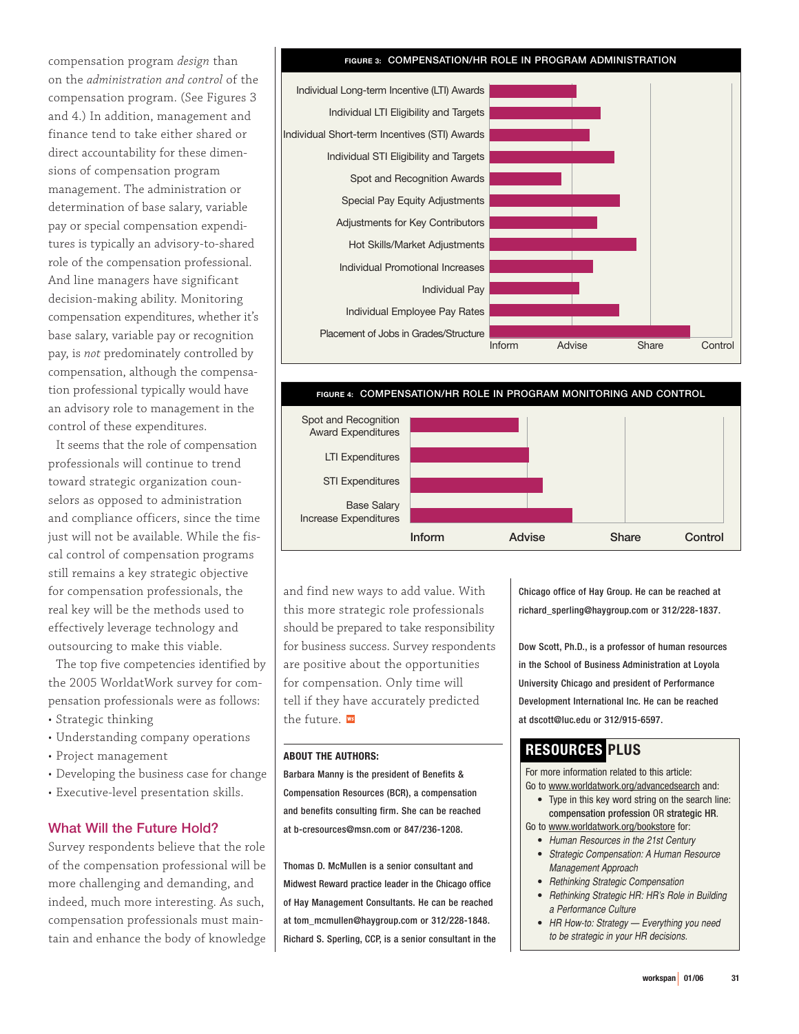compensation program *design* than on the *administration and control* of the compensation program. (See Figures 3 and 4.) In addition, management and finance tend to take either shared or direct accountability for these dimensions of compensation program management. The administration or determination of base salary, variable pay or special compensation expenditures is typically an advisory-to-shared role of the compensation professional. And line managers have significant decision-making ability. Monitoring compensation expenditures, whether it's base salary, variable pay or recognition pay, is *not* predominately controlled by compensation, although the compensation professional typically would have an advisory role to management in the control of these expenditures.

It seems that the role of compensation professionals will continue to trend toward strategic organization counselors as opposed to administration and compliance officers, since the time just will not be available. While the fiscal control of compensation programs still remains a key strategic objective for compensation professionals, the real key will be the methods used to effectively leverage technology and outsourcing to make this viable.

The top five competencies identified by the 2005 WorldatWork survey for compensation professionals were as follows:

- Strategic thinking
- Understanding company operations
- Project management
- Developing the business case for change
- Executive-level presentation skills.

**FIGURE 3: COMPENSATION/HR ROLE IN PROGRAM ADMINISTRATION**

Individual Long-term Incentive (LTI) Awards
Individual LTI Eligibility and Targets
Individual Short-term Incentives (STI) Awards
Individual STI Eligibility and Targets
Spot and Recognition Awards
Special Pay Equity Adjustments
Adjustments for Key Contributors
Hot Skills/Market Adjustments
Individual Promotional Increases
Individual Pay
Individual Employee Pay Rates
Placement of Jobs in Grades/Structure

Inform
Advise
Share
Control

**FIGURE 4: COMPENSATION/HR ROLE IN PROGRAM MONITORING AND CONTROL**

Spot and Recognition Award Expenditures
LTI Expenditures
STI Expenditures
Base Salary Increase Expenditures

Inform
Advise
Share
Control

## What Will the Future Hold?

Survey respondents believe that the role of the compensation professional will be more challenging and demanding, and indeed, much more interesting. As such, compensation professionals must maintain and enhance the body of knowledge and find new ways to add value. With this more strategic role professionals should be prepared to take responsibility for business success. Survey respondents are positive about the opportunities for compensation. Only time will tell if they have accurately predicted the future.

**ABOUT THE AUTHORS:**

**Barbara Manny is the president of Benefits & Compensation Resources (BCR), a compensation and benefits consulting firm. She can be reached at b-cresources@msn.com or 847/236-1208.**

**Thomas D. McMullen is a senior consultant and Midwest Reward practice leader in the Chicago office of Hay Management Consultants. He can be reached at tom_mcmullen@haygroup.com or 312/228-1848.**

**Richard S. Sperling, CCP, is a senior consultant in the Chicago office of Hay Group. He can be reached at richard_sperling@haygroup.com or 312/228-1837.**

**Dow Scott, Ph.D., is a professor of human resources in the School of Business Administration at Loyola University Chicago and president of Performance Development International Inc. He can be reached at dscott@luc.edu or 312/915-6597.**

**RESOURCES PLUS**

For more information related to this article:

Go to www.worldatwork.org/advancedsearch and:

- Type in this key word string on the search line: **compensation profession** OR **strategic HR**.

Go to www.worldatwork.org/bookstore for:

- *Human Resources in the 21st Century*
- *Strategic Compensation: A Human Resource Management Approach*
- *Rethinking Strategic Compensation*
- *Rethinking Strategic HR: HR's Role in Building a Performance Culture*
- *HR How-to: Strategy — Everything you need to be strategic in your HR decisions.*